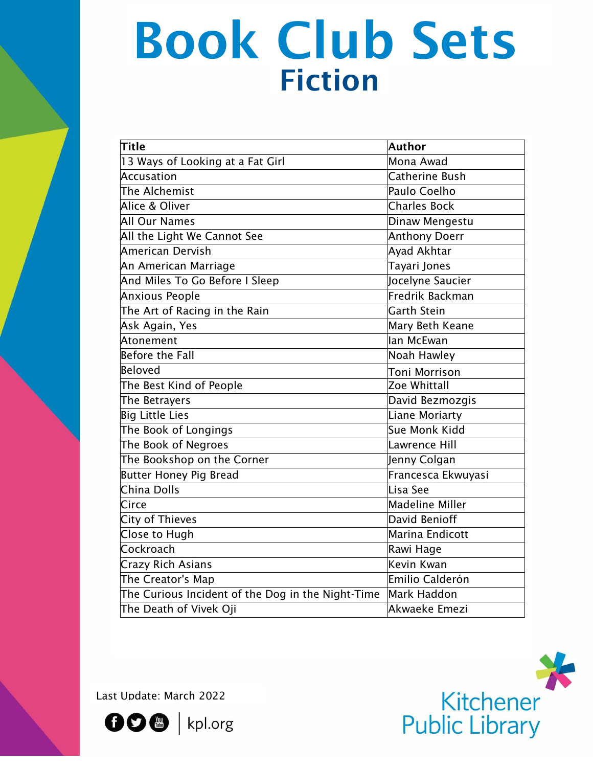# Book Club Sets

## Fiction

| Title | Author |
|---|---|
| 13 Ways of Looking at a Fat Girl | Mona Awad |
| Accusation | Catherine Bush |
| The Alchemist | Paulo Coelho |
| Alice & Oliver | Charles Bock |
| All Our Names | Dinaw Mengestu |
| All the Light We Cannot See | Anthony Doerr |
| American Dervish | Ayad Akhtar |
| An American Marriage | Tayari Jones |
| And Miles To Go Before I Sleep | Jocelyne Saucier |
| Anxious People | Fredrik Backman |
| The Art of Racing in the Rain | Garth Stein |
| Ask Again, Yes | Mary Beth Keane |
| Atonement | Ian McEwan |
| Before the Fall | Noah Hawley |
| Beloved | Toni Morrison |
| The Best Kind of People | Zoe Whittall |
| The Betrayers | David Bezmozgis |
| Big Little Lies | Liane Moriarty |
| The Book of Longings | Sue Monk Kidd |
| The Book of Negroes | Lawrence Hill |
| The Bookshop on the Corner | Jenny Colgan |
| Butter Honey Pig Bread | Francesca Ekwuyasi |
| China Dolls | Lisa See |
| Circe | Madeline Miller |
| City of Thieves | David Benioff |
| Close to Hugh | Marina Endicott |
| Cockroach | Rawi Hage |
| Crazy Rich Asians | Kevin Kwan |
| The Creator's Map | Emilio Calderón |
| The Curious Incident of the Dog in the Night-Time | Mark Haddon |
| The Death of Vivek Oji | Akwaeke Emezi |

Last Update: March 2022

kpl.org

Kitchener Public Library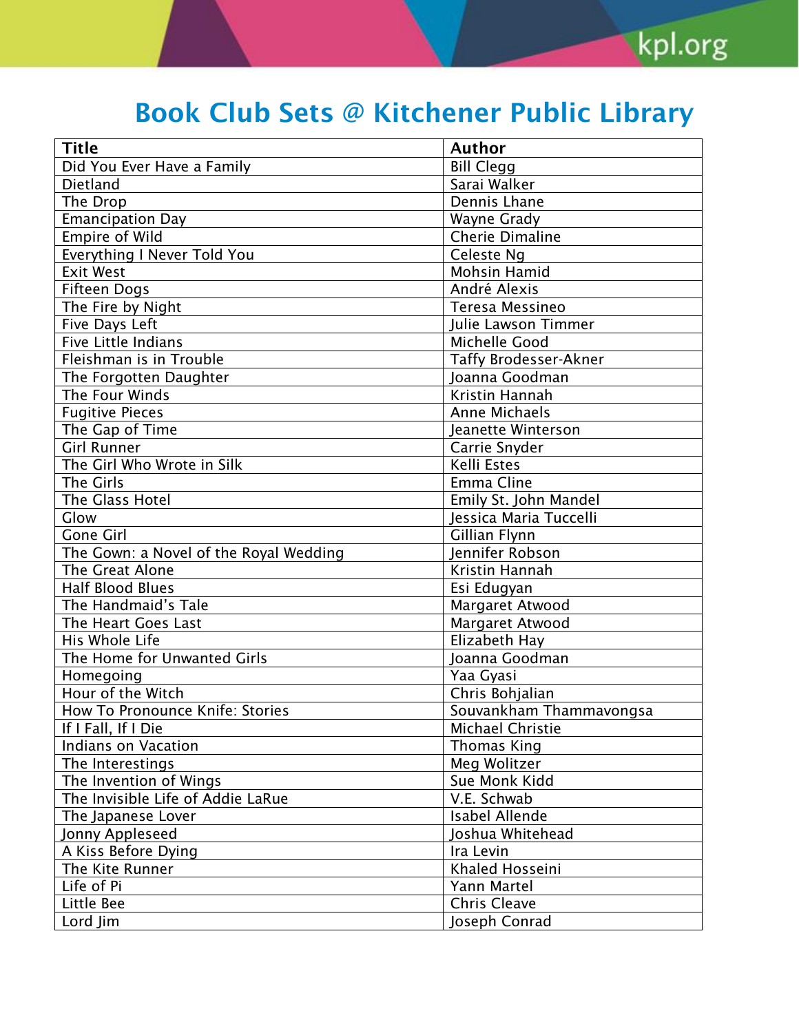# Book Club Sets @ Kitchener Public Library

| Title | Author |
|---|---|
| Did You Ever Have a Family | Bill Clegg |
| Dietland | Sarai Walker |
| The Drop | Dennis Lhane |
| Emancipation Day | Wayne Grady |
| Empire of Wild | Cherie Dimaline |
| Everything I Never Told You | Celeste Ng |
| Exit West | Mohsin Hamid |
| Fifteen Dogs | André Alexis |
| The Fire by Night | Teresa Messineo |
| Five Days Left | Julie Lawson Timmer |
| Five Little Indians | Michelle Good |
| Fleishman is in Trouble | Taffy Brodesser-Akner |
| The Forgotten Daughter | Joanna Goodman |
| The Four Winds | Kristin Hannah |
| Fugitive Pieces | Anne Michaels |
| The Gap of Time | Jeanette Winterson |
| Girl Runner | Carrie Snyder |
| The Girl Who Wrote in Silk | Kelli Estes |
| The Girls | Emma Cline |
| The Glass Hotel | Emily St. John Mandel |
| Glow | Jessica Maria Tuccelli |
| Gone Girl | Gillian Flynn |
| The Gown: a Novel of the Royal Wedding | Jennifer Robson |
| The Great Alone | Kristin Hannah |
| Half Blood Blues | Esi Edugyan |
| The Handmaid's Tale | Margaret Atwood |
| The Heart Goes Last | Margaret Atwood |
| His Whole Life | Elizabeth Hay |
| The Home for Unwanted Girls | Joanna Goodman |
| Homegoing | Yaa Gyasi |
| Hour of the Witch | Chris Bohjalian |
| How To Pronounce Knife: Stories | Souvankham Thammavongsa |
| If I Fall, If I Die | Michael Christie |
| Indians on Vacation | Thomas King |
| The Interestings | Meg Wolitzer |
| The Invention of Wings | Sue Monk Kidd |
| The Invisible Life of Addie LaRue | V.E. Schwab |
| The Japanese Lover | Isabel Allende |
| Jonny Appleseed | Joshua Whitehead |
| A Kiss Before Dying | Ira Levin |
| The Kite Runner | Khaled Hosseini |
| Life of Pi | Yann Martel |
| Little Bee | Chris Cleave |
| Lord Jim | Joseph Conrad |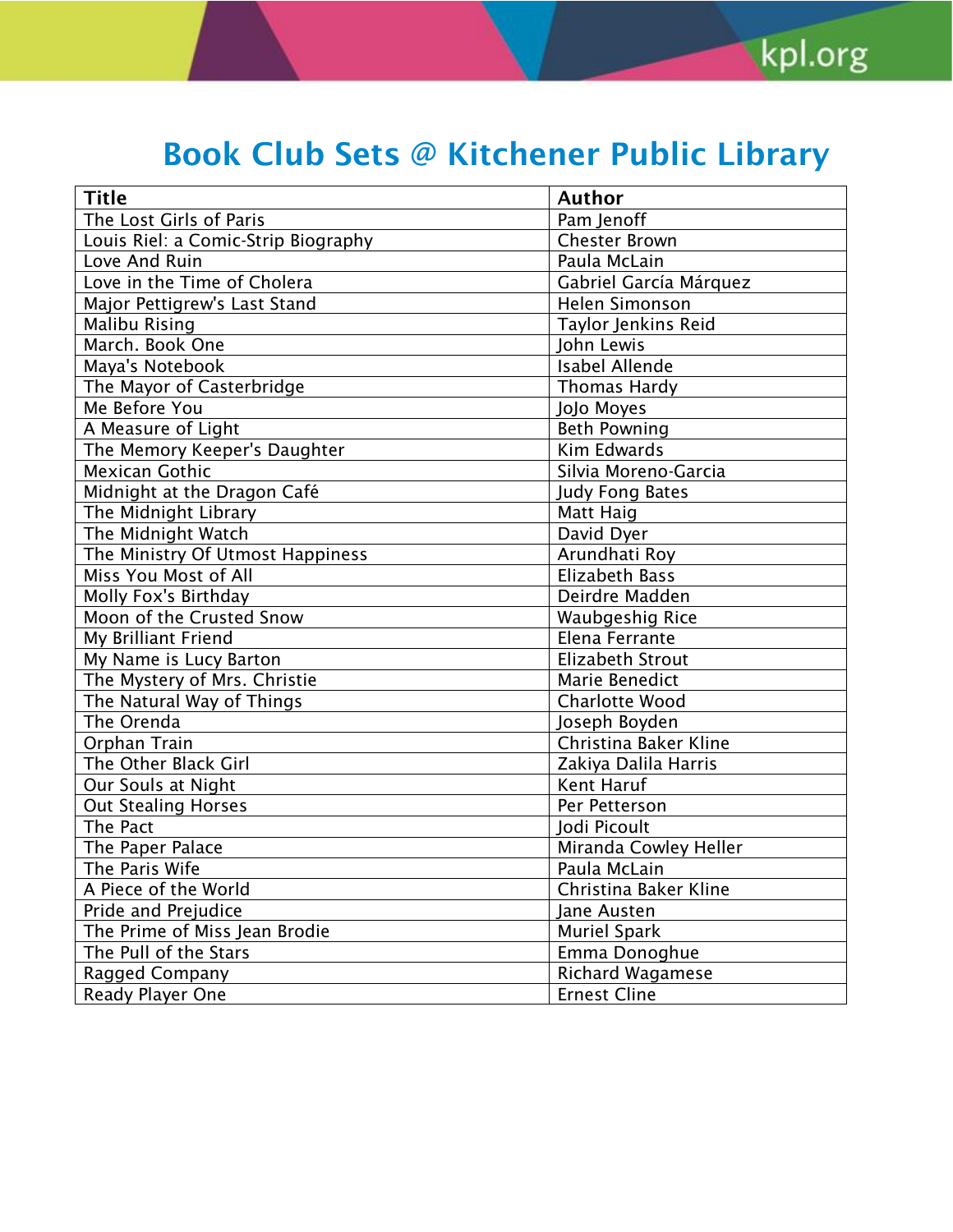# Book Club Sets @ Kitchener Public Library

| Title | Author |
| --- | --- |
| The Lost Girls of Paris | Pam Jenoff |
| Louis Riel: a Comic-Strip Biography | Chester Brown |
| Love And Ruin | Paula McLain |
| Love in the Time of Cholera | Gabriel García Márquez |
| Major Pettigrew's Last Stand | Helen Simonson |
| Malibu Rising | Taylor Jenkins Reid |
| March. Book One | John Lewis |
| Maya's Notebook | Isabel Allende |
| The Mayor of Casterbridge | Thomas Hardy |
| Me Before You | JoJo Moyes |
| A Measure of Light | Beth Powning |
| The Memory Keeper's Daughter | Kim Edwards |
| Mexican Gothic | Silvia Moreno-Garcia |
| Midnight at the Dragon Café | Judy Fong Bates |
| The Midnight Library | Matt Haig |
| The Midnight Watch | David Dyer |
| The Ministry Of Utmost Happiness | Arundhati Roy |
| Miss You Most of All | Elizabeth Bass |
| Molly Fox's Birthday | Deirdre Madden |
| Moon of the Crusted Snow | Waubgeshig Rice |
| My Brilliant Friend | Elena Ferrante |
| My Name is Lucy Barton | Elizabeth Strout |
| The Mystery of Mrs. Christie | Marie Benedict |
| The Natural Way of Things | Charlotte Wood |
| The Orenda | Joseph Boyden |
| Orphan Train | Christina Baker Kline |
| The Other Black Girl | Zakiya Dalila Harris |
| Our Souls at Night | Kent Haruf |
| Out Stealing Horses | Per Petterson |
| The Pact | Jodi Picoult |
| The Paper Palace | Miranda Cowley Heller |
| The Paris Wife | Paula McLain |
| A Piece of the World | Christina Baker Kline |
| Pride and Prejudice | Jane Austen |
| The Prime of Miss Jean Brodie | Muriel Spark |
| The Pull of the Stars | Emma Donoghue |
| Ragged Company | Richard Wagamese |
| Ready Player One | Ernest Cline |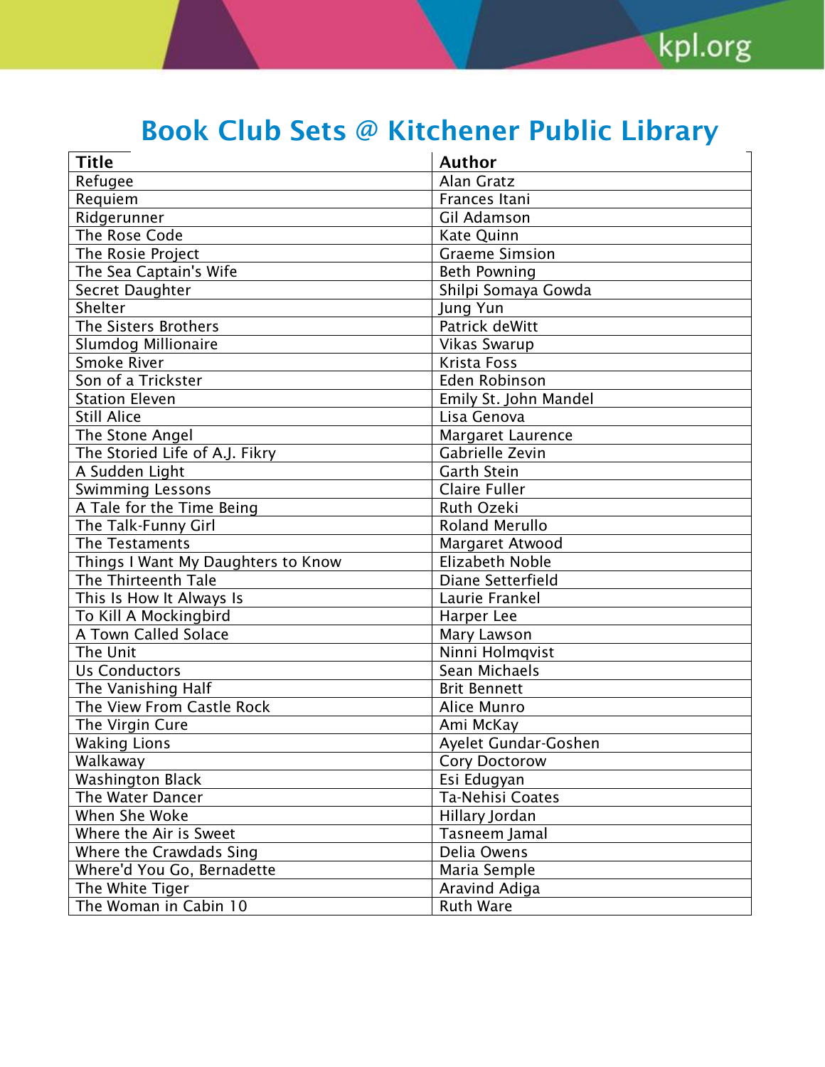# Book Club Sets @ Kitchener Public Library

| Title | Author |
|---|---|
| Refugee | Alan Gratz |
| Requiem | Frances Itani |
| Ridgerunner | Gil Adamson |
| The Rose Code | Kate Quinn |
| The Rosie Project | Graeme Simsion |
| The Sea Captain's Wife | Beth Powning |
| Secret Daughter | Shilpi Somaya Gowda |
| Shelter | Jung Yun |
| The Sisters Brothers | Patrick deWitt |
| Slumdog Millionaire | Vikas Swarup |
| Smoke River | Krista Foss |
| Son of a Trickster | Eden Robinson |
| Station Eleven | Emily St. John Mandel |
| Still Alice | Lisa Genova |
| The Stone Angel | Margaret Laurence |
| The Storied Life of A.J. Fikry | Gabrielle Zevin |
| A Sudden Light | Garth Stein |
| Swimming Lessons | Claire Fuller |
| A Tale for the Time Being | Ruth Ozeki |
| The Talk-Funny Girl | Roland Merullo |
| The Testaments | Margaret Atwood |
| Things I Want My Daughters to Know | Elizabeth Noble |
| The Thirteenth Tale | Diane Setterfield |
| This Is How It Always Is | Laurie Frankel |
| To Kill A Mockingbird | Harper Lee |
| A Town Called Solace | Mary Lawson |
| The Unit | Ninni Holmqvist |
| Us Conductors | Sean Michaels |
| The Vanishing Half | Brit Bennett |
| The View From Castle Rock | Alice Munro |
| The Virgin Cure | Ami McKay |
| Waking Lions | Ayelet Gundar-Goshen |
| Walkaway | Cory Doctorow |
| Washington Black | Esi Edugyan |
| The Water Dancer | Ta-Nehisi Coates |
| When She Woke | Hillary Jordan |
| Where the Air is Sweet | Tasneem Jamal |
| Where the Crawdads Sing | Delia Owens |
| Where'd You Go, Bernadette | Maria Semple |
| The White Tiger | Aravind Adiga |
| The Woman in Cabin 10 | Ruth Ware |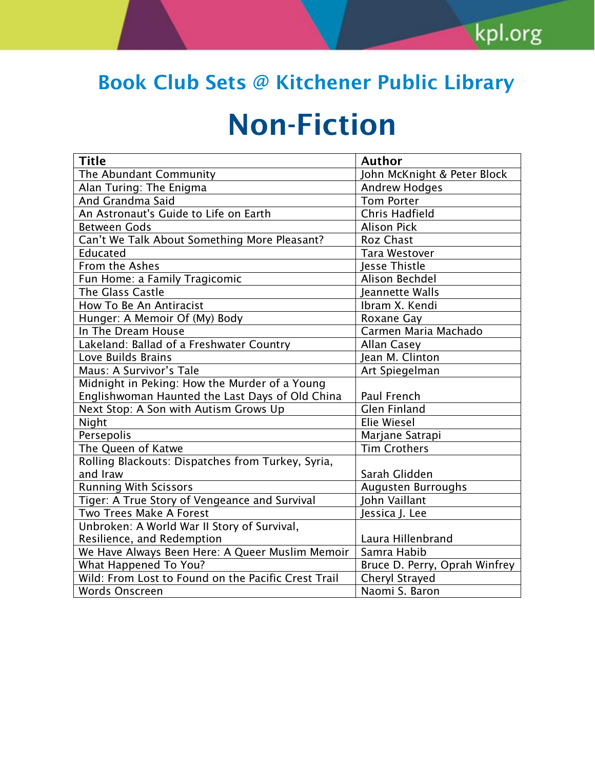## Book Club Sets @ Kitchener Public Library

# Non-Fiction

| Title | Author |
|---|---|
| The Abundant Community | John McKnight & Peter Block |
| Alan Turing: The Enigma | Andrew Hodges |
| And Grandma Said | Tom Porter |
| An Astronaut's Guide to Life on Earth | Chris Hadfield |
| Between Gods | Alison Pick |
| Can't We Talk About Something More Pleasant? | Roz Chast |
| Educated | Tara Westover |
| From the Ashes | Jesse Thistle |
| Fun Home: a Family Tragicomic | Alison Bechdel |
| The Glass Castle | Jeannette Walls |
| How To Be An Antiracist | Ibram X. Kendi |
| Hunger: A Memoir Of (My) Body | Roxane Gay |
| In The Dream House | Carmen Maria Machado |
| Lakeland: Ballad of a Freshwater Country | Allan Casey |
| Love Builds Brains | Jean M. Clinton |
| Maus: A Survivor's Tale | Art Spiegelman |
| Midnight in Peking: How the Murder of a Young Englishwoman Haunted the Last Days of Old China | Paul French |
| Next Stop: A Son with Autism Grows Up | Glen Finland |
| Night | Elie Wiesel |
| Persepolis | Marjane Satrapi |
| The Queen of Katwe | Tim Crothers |
| Rolling Blackouts: Dispatches from Turkey, Syria, and Iraw | Sarah Glidden |
| Running With Scissors | Augusten Burroughs |
| Tiger: A True Story of Vengeance and Survival | John Vaillant |
| Two Trees Make A Forest | Jessica J. Lee |
| Unbroken: A World War II Story of Survival, Resilience, and Redemption | Laura Hillenbrand |
| We Have Always Been Here: A Queer Muslim Memoir | Samra Habib |
| What Happened To You? | Bruce D. Perry, Oprah Winfrey |
| Wild: From Lost to Found on the Pacific Crest Trail | Cheryl Strayed |
| Words Onscreen | Naomi S. Baron |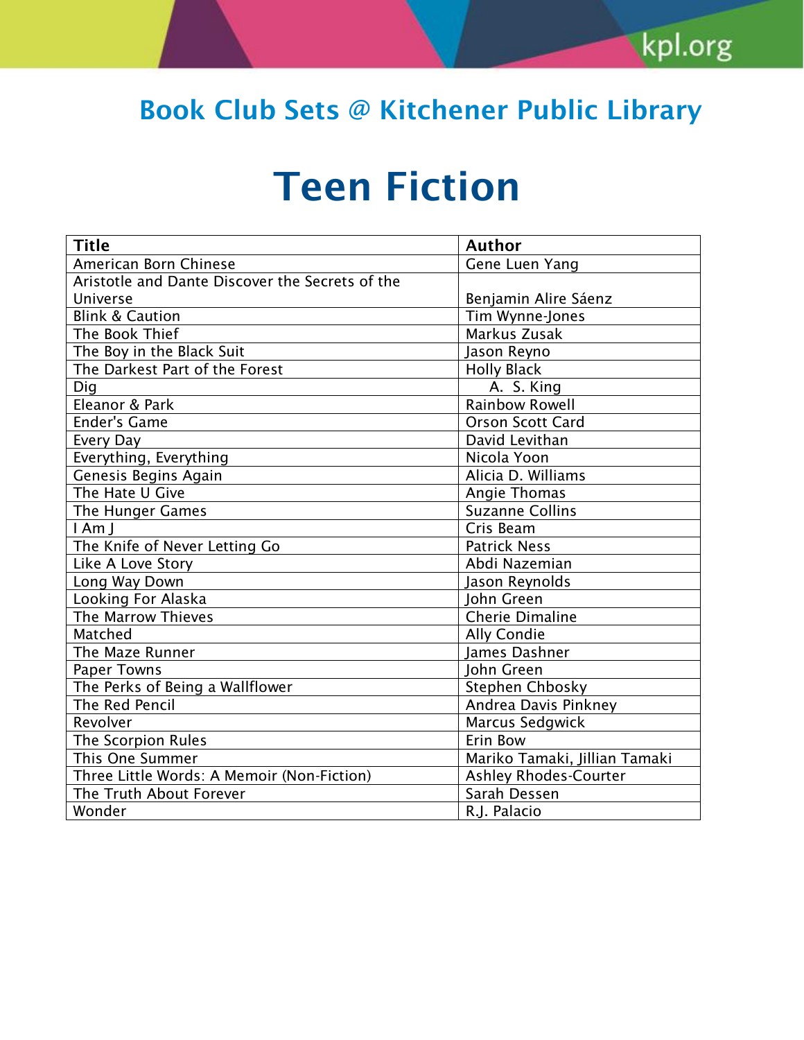## Book Club Sets @ Kitchener Public Library

# Teen Fiction

| Title | Author |
|---|---|
| American Born Chinese | Gene Luen Yang |
| Aristotle and Dante Discover the Secrets of the Universe | Benjamin Alire Sáenz |
| Blink & Caution | Tim Wynne-Jones |
| The Book Thief | Markus Zusak |
| The Boy in the Black Suit | Jason Reyno |
| The Darkest Part of the Forest | Holly Black |
| Dig | A. S. King |
| Eleanor & Park | Rainbow Rowell |
| Ender's Game | Orson Scott Card |
| Every Day | David Levithan |
| Everything, Everything | Nicola Yoon |
| Genesis Begins Again | Alicia D. Williams |
| The Hate U Give | Angie Thomas |
| The Hunger Games | Suzanne Collins |
| I Am J | Cris Beam |
| The Knife of Never Letting Go | Patrick Ness |
| Like A Love Story | Abdi Nazemian |
| Long Way Down | Jason Reynolds |
| Looking For Alaska | John Green |
| The Marrow Thieves | Cherie Dimaline |
| Matched | Ally Condie |
| The Maze Runner | James Dashner |
| Paper Towns | John Green |
| The Perks of Being a Wallflower | Stephen Chbosky |
| The Red Pencil | Andrea Davis Pinkney |
| Revolver | Marcus Sedgwick |
| The Scorpion Rules | Erin Bow |
| This One Summer | Mariko Tamaki, Jillian Tamaki |
| Three Little Words: A Memoir (Non-Fiction) | Ashley Rhodes-Courter |
| The Truth About Forever | Sarah Dessen |
| Wonder | R.J. Palacio |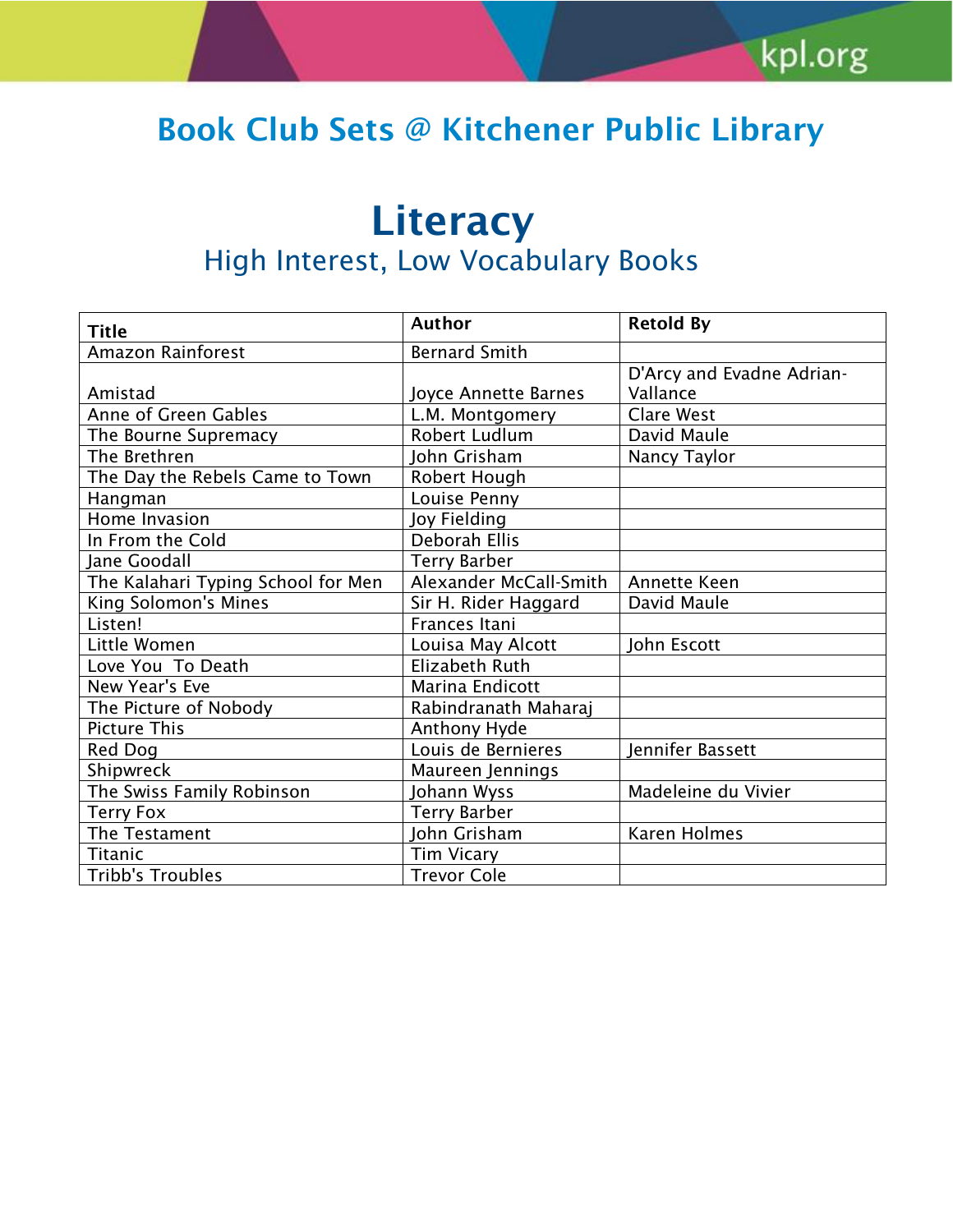kpl.org

# Book Club Sets @ Kitchener Public Library

## Literacy

### High Interest, Low Vocabulary Books

| Title | Author | Retold By |
| --- | --- | --- |
| Amazon Rainforest | Bernard Smith | |
| Amistad | Joyce Annette Barnes | D'Arcy and Evadne Adrian-Vallance |
| Anne of Green Gables | L.M. Montgomery | Clare West |
| The Bourne Supremacy | Robert Ludlum | David Maule |
| The Brethren | John Grisham | Nancy Taylor |
| The Day the Rebels Came to Town | Robert Hough | |
| Hangman | Louise Penny | |
| Home Invasion | Joy Fielding | |
| In From the Cold | Deborah Ellis | |
| Jane Goodall | Terry Barber | |
| The Kalahari Typing School for Men | Alexander McCall-Smith | Annette Keen |
| King Solomon's Mines | Sir H. Rider Haggard | David Maule |
| Listen! | Frances Itani | |
| Little Women | Louisa May Alcott | John Escott |
| Love You To Death | Elizabeth Ruth | |
| New Year's Eve | Marina Endicott | |
| The Picture of Nobody | Rabindranath Maharaj | |
| Picture This | Anthony Hyde | |
| Red Dog | Louis de Bernieres | Jennifer Bassett |
| Shipwreck | Maureen Jennings | |
| The Swiss Family Robinson | Johann Wyss | Madeleine du Vivier |
| Terry Fox | Terry Barber | |
| The Testament | John Grisham | Karen Holmes |
| Titanic | Tim Vicary | |
| Tribb's Troubles | Trevor Cole | |